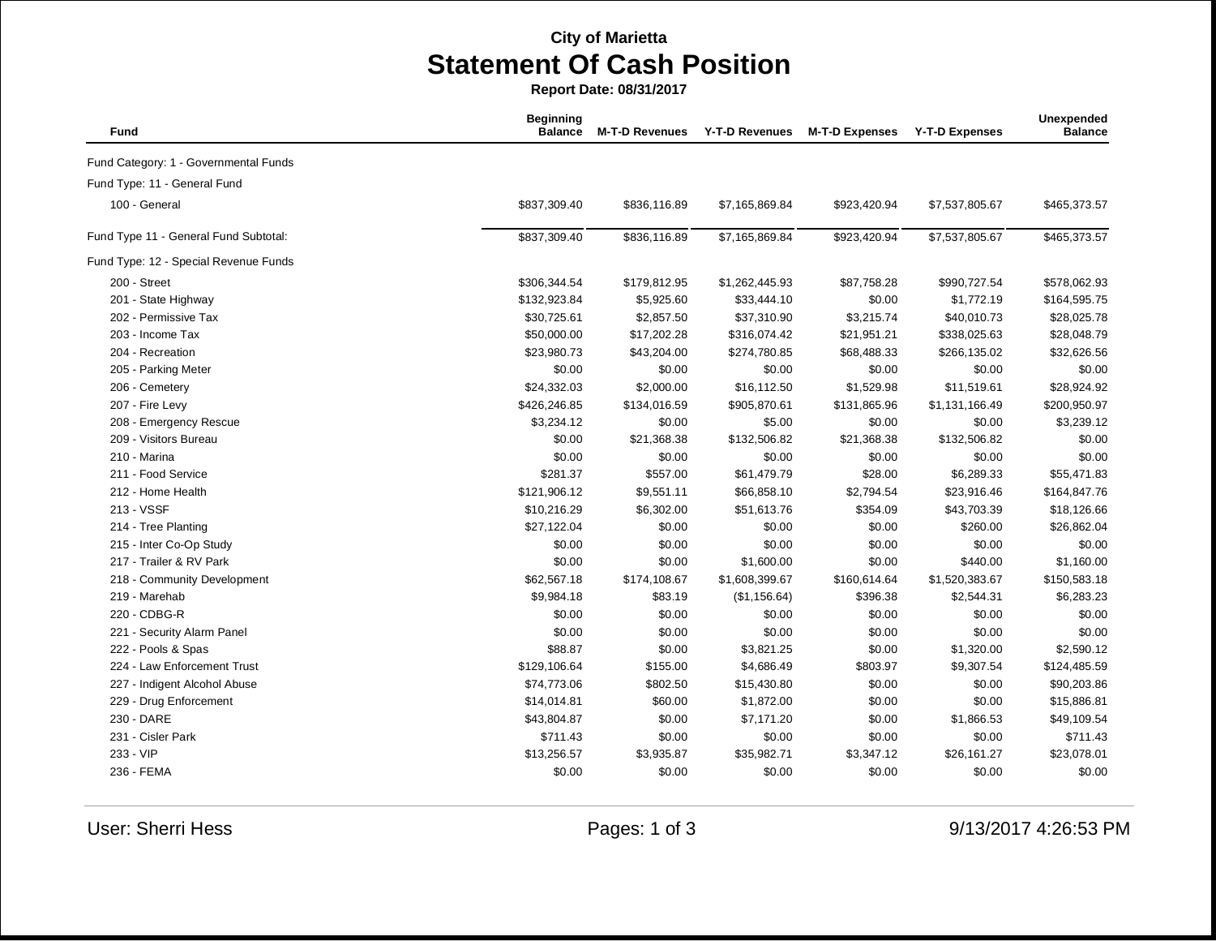City of Marietta

# Statement Of Cash Position

**Report Date: 08/31/2017**

| Fund | Beginning Balance | M-T-D Revenues | Y-T-D Revenues | M-T-D Expenses | Y-T-D Expenses | Unexpended Balance |
|---|---|---|---|---|---|---|
| Fund Category: 1 - Governmental Funds | | | | | | |
| Fund Type: 11 - General Fund | | | | | | |
| 100 - General | $837,309.40 | $836,116.89 | $7,165,869.84 | $923,420.94 | $7,537,805.67 | $465,373.57 |
| Fund Type 11 - General Fund Subtotal: | $837,309.40 | $836,116.89 | $7,165,869.84 | $923,420.94 | $7,537,805.67 | $465,373.57 |
| Fund Type: 12 - Special Revenue Funds | | | | | | |
| 200 - Street | $306,344.54 | $179,812.95 | $1,262,445.93 | $87,758.28 | $990,727.54 | $578,062.93 |
| 201 - State Highway | $132,923.84 | $5,925.60 | $33,444.10 | $0.00 | $1,772.19 | $164,595.75 |
| 202 - Permissive Tax | $30,725.61 | $2,857.50 | $37,310.90 | $3,215.74 | $40,010.73 | $28,025.78 |
| 203 - Income Tax | $50,000.00 | $17,202.28 | $316,074.42 | $21,951.21 | $338,025.63 | $28,048.79 |
| 204 - Recreation | $23,980.73 | $43,204.00 | $274,780.85 | $68,488.33 | $266,135.02 | $32,626.56 |
| 205 - Parking Meter | $0.00 | $0.00 | $0.00 | $0.00 | $0.00 | $0.00 |
| 206 - Cemetery | $24,332.03 | $2,000.00 | $16,112.50 | $1,529.98 | $11,519.61 | $28,924.92 |
| 207 - Fire Levy | $426,246.85 | $134,016.59 | $905,870.61 | $131,865.96 | $1,131,166.49 | $200,950.97 |
| 208 - Emergency Rescue | $3,234.12 | $0.00 | $5.00 | $0.00 | $0.00 | $3,239.12 |
| 209 - Visitors Bureau | $0.00 | $21,368.38 | $132,506.82 | $21,368.38 | $132,506.82 | $0.00 |
| 210 - Marina | $0.00 | $0.00 | $0.00 | $0.00 | $0.00 | $0.00 |
| 211 - Food Service | $281.37 | $557.00 | $61,479.79 | $28.00 | $6,289.33 | $55,471.83 |
| 212 - Home Health | $121,906.12 | $9,551.11 | $66,858.10 | $2,794.54 | $23,916.46 | $164,847.76 |
| 213 - VSSF | $10,216.29 | $6,302.00 | $51,613.76 | $354.09 | $43,703.39 | $18,126.66 |
| 214 - Tree Planting | $27,122.04 | $0.00 | $0.00 | $0.00 | $260.00 | $26,862.04 |
| 215 - Inter Co-Op Study | $0.00 | $0.00 | $0.00 | $0.00 | $0.00 | $0.00 |
| 217 - Trailer & RV Park | $0.00 | $0.00 | $1,600.00 | $0.00 | $440.00 | $1,160.00 |
| 218 - Community Development | $62,567.18 | $174,108.67 | $1,608,399.67 | $160,614.64 | $1,520,383.67 | $150,583.18 |
| 219 - Marehab | $9,984.18 | $83.19 | ($1,156.64) | $396.38 | $2,544.31 | $6,283.23 |
| 220 - CDBG-R | $0.00 | $0.00 | $0.00 | $0.00 | $0.00 | $0.00 |
| 221 - Security Alarm Panel | $0.00 | $0.00 | $0.00 | $0.00 | $0.00 | $0.00 |
| 222 - Pools & Spas | $88.87 | $0.00 | $3,821.25 | $0.00 | $1,320.00 | $2,590.12 |
| 224 - Law Enforcement Trust | $129,106.64 | $155.00 | $4,686.49 | $803.97 | $9,307.54 | $124,485.59 |
| 227 - Indigent Alcohol Abuse | $74,773.06 | $802.50 | $15,430.80 | $0.00 | $0.00 | $90,203.86 |
| 229 - Drug Enforcement | $14,014.81 | $60.00 | $1,872.00 | $0.00 | $0.00 | $15,886.81 |
| 230 - DARE | $43,804.87 | $0.00 | $7,171.20 | $0.00 | $1,866.53 | $49,109.54 |
| 231 - Cisler Park | $711.43 | $0.00 | $0.00 | $0.00 | $0.00 | $711.43 |
| 233 - VIP | $13,256.57 | $3,935.87 | $35,982.71 | $3,347.12 | $26,161.27 | $23,078.01 |
| 236 - FEMA | $0.00 | $0.00 | $0.00 | $0.00 | $0.00 | $0.00 |

User: Sherri Hess

9/13/2017 4:26:53 PM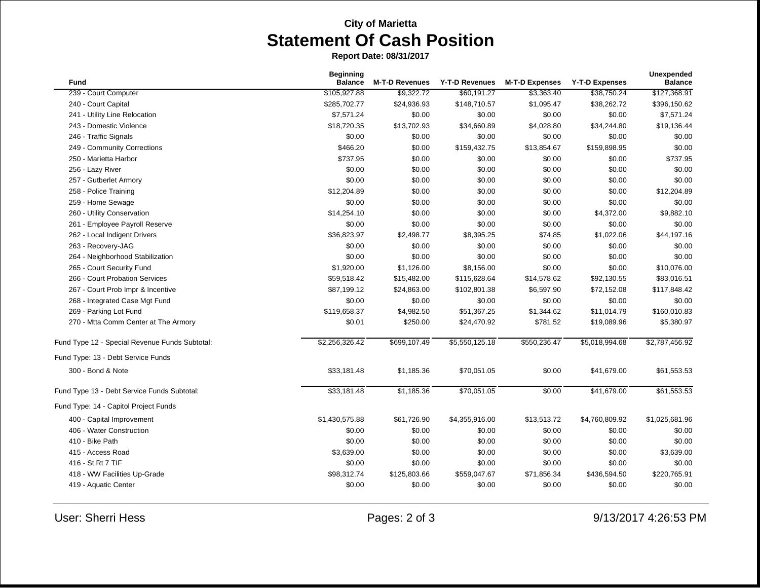# City of Marietta

## Statement Of Cash Position

**Report Date: 08/31/2017**

| Fund | Beginning Balance | M-T-D Revenues | Y-T-D Revenues | M-T-D Expenses | Y-T-D Expenses | Unexpended Balance |
|---|---|---|---|---|---|---|
| 239 - Court Computer | $105,927.88 | $9,322.72 | $60,191.27 | $3,363.40 | $38,750.24 | $127,368.91 |
| 240 - Court Capital | $285,702.77 | $24,936.93 | $148,710.57 | $1,095.47 | $38,262.72 | $396,150.62 |
| 241 - Utility Line Relocation | $7,571.24 | $0.00 | $0.00 | $0.00 | $0.00 | $7,571.24 |
| 243 - Domestic Violence | $18,720.35 | $13,702.93 | $34,660.89 | $4,028.80 | $34,244.80 | $19,136.44 |
| 246 - Traffic Signals | $0.00 | $0.00 | $0.00 | $0.00 | $0.00 | $0.00 |
| 249 - Community Corrections | $466.20 | $0.00 | $159,432.75 | $13,854.67 | $159,898.95 | $0.00 |
| 250 - Marietta Harbor | $737.95 | $0.00 | $0.00 | $0.00 | $0.00 | $737.95 |
| 256 - Lazy River | $0.00 | $0.00 | $0.00 | $0.00 | $0.00 | $0.00 |
| 257 - Gutberlet Armory | $0.00 | $0.00 | $0.00 | $0.00 | $0.00 | $0.00 |
| 258 - Police Training | $12,204.89 | $0.00 | $0.00 | $0.00 | $0.00 | $12,204.89 |
| 259 - Home Sewage | $0.00 | $0.00 | $0.00 | $0.00 | $0.00 | $0.00 |
| 260 - Utility Conservation | $14,254.10 | $0.00 | $0.00 | $0.00 | $4,372.00 | $9,882.10 |
| 261 - Employee Payroll Reserve | $0.00 | $0.00 | $0.00 | $0.00 | $0.00 | $0.00 |
| 262 - Local Indigent Drivers | $36,823.97 | $2,498.77 | $8,395.25 | $74.85 | $1,022.06 | $44,197.16 |
| 263 - Recovery-JAG | $0.00 | $0.00 | $0.00 | $0.00 | $0.00 | $0.00 |
| 264 - Neighborhood Stabilization | $0.00 | $0.00 | $0.00 | $0.00 | $0.00 | $0.00 |
| 265 - Court Security Fund | $1,920.00 | $1,126.00 | $8,156.00 | $0.00 | $0.00 | $10,076.00 |
| 266 - Court Probation Services | $59,518.42 | $15,482.00 | $115,628.64 | $14,578.62 | $92,130.55 | $83,016.51 |
| 267 - Court Prob Impr & Incentive | $87,199.12 | $24,863.00 | $102,801.38 | $6,597.90 | $72,152.08 | $117,848.42 |
| 268 - Integrated Case Mgt Fund | $0.00 | $0.00 | $0.00 | $0.00 | $0.00 | $0.00 |
| 269 - Parking Lot Fund | $119,658.37 | $4,982.50 | $51,367.25 | $1,344.62 | $11,014.79 | $160,010.83 |
| 270 - Mtta Comm Center at The Armory | $0.01 | $250.00 | $24,470.92 | $781.52 | $19,089.96 | $5,380.97 |
| Fund Type 12 - Special Revenue Funds Subtotal: | $2,256,326.42 | $699,107.49 | $5,550,125.18 | $550,236.47 | $5,018,994.68 | $2,787,456.92 |
| Fund Type: 13 - Debt Service Funds | | | | | | |
| 300 - Bond & Note | $33,181.48 | $1,185.36 | $70,051.05 | $0.00 | $41,679.00 | $61,553.53 |
| Fund Type 13 - Debt Service Funds Subtotal: | $33,181.48 | $1,185.36 | $70,051.05 | $0.00 | $41,679.00 | $61,553.53 |
| Fund Type: 14 - Capitol Project Funds | | | | | | |
| 400 - Capital Improvement | $1,430,575.88 | $61,726.90 | $4,355,916.00 | $13,513.72 | $4,760,809.92 | $1,025,681.96 |
| 406 - Water Construction | $0.00 | $0.00 | $0.00 | $0.00 | $0.00 | $0.00 |
| 410 - Bike Path | $0.00 | $0.00 | $0.00 | $0.00 | $0.00 | $0.00 |
| 415 - Access Road | $3,639.00 | $0.00 | $0.00 | $0.00 | $0.00 | $3,639.00 |
| 416 - St Rt 7 TIF | $0.00 | $0.00 | $0.00 | $0.00 | $0.00 | $0.00 |
| 418 - WW Facilities Up-Grade | $98,312.74 | $125,803.66 | $559,047.67 | $71,856.34 | $436,594.50 | $220,765.91 |
| 419 - Aquatic Center | $0.00 | $0.00 | $0.00 | $0.00 | $0.00 | $0.00 |

User: Sherri Hess

9/13/2017 4:26:53 PM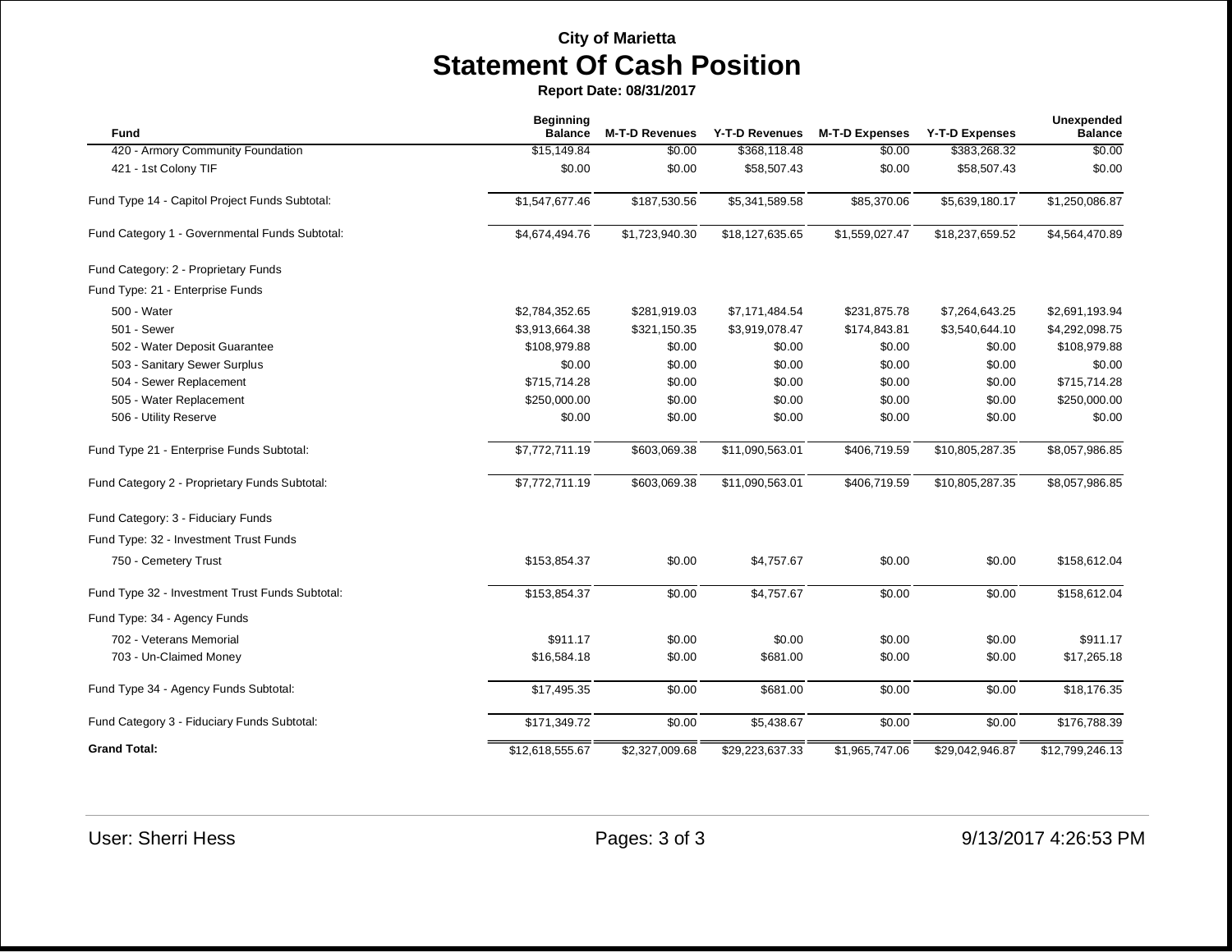**City of Marietta**

# Statement Of Cash Position

**Report Date: 08/31/2017**

| Fund | Beginning Balance | M-T-D Revenues | Y-T-D Revenues | M-T-D Expenses | Y-T-D Expenses | Unexpended Balance |
|---|---|---|---|---|---|---|
| 420 - Armory Community Foundation | $15,149.84 | $0.00 | $368,118.48 | $0.00 | $383,268.32 | $0.00 |
| 421 - 1st Colony TIF | $0.00 | $0.00 | $58,507.43 | $0.00 | $58,507.43 | $0.00 |
| Fund Type 14 - Capitol Project Funds Subtotal: | $1,547,677.46 | $187,530.56 | $5,341,589.58 | $85,370.06 | $5,639,180.17 | $1,250,086.87 |
| Fund Category 1 - Governmental Funds Subtotal: | $4,674,494.76 | $1,723,940.30 | $18,127,635.65 | $1,559,027.47 | $18,237,659.52 | $4,564,470.89 |
| Fund Category: 2 - Proprietary Funds | | | | | | |
| Fund Type: 21 - Enterprise Funds | | | | | | |
| 500 - Water | $2,784,352.65 | $281,919.03 | $7,171,484.54 | $231,875.78 | $7,264,643.25 | $2,691,193.94 |
| 501 - Sewer | $3,913,664.38 | $321,150.35 | $3,919,078.47 | $174,843.81 | $3,540,644.10 | $4,292,098.75 |
| 502 - Water Deposit Guarantee | $108,979.88 | $0.00 | $0.00 | $0.00 | $0.00 | $108,979.88 |
| 503 - Sanitary Sewer Surplus | $0.00 | $0.00 | $0.00 | $0.00 | $0.00 | $0.00 |
| 504 - Sewer Replacement | $715,714.28 | $0.00 | $0.00 | $0.00 | $0.00 | $715,714.28 |
| 505 - Water Replacement | $250,000.00 | $0.00 | $0.00 | $0.00 | $0.00 | $250,000.00 |
| 506 - Utility Reserve | $0.00 | $0.00 | $0.00 | $0.00 | $0.00 | $0.00 |
| Fund Type 21 - Enterprise Funds Subtotal: | $7,772,711.19 | $603,069.38 | $11,090,563.01 | $406,719.59 | $10,805,287.35 | $8,057,986.85 |
| Fund Category 2 - Proprietary Funds Subtotal: | $7,772,711.19 | $603,069.38 | $11,090,563.01 | $406,719.59 | $10,805,287.35 | $8,057,986.85 |
| Fund Category: 3 - Fiduciary Funds | | | | | | |
| Fund Type: 32 - Investment Trust Funds | | | | | | |
| 750 - Cemetery Trust | $153,854.37 | $0.00 | $4,757.67 | $0.00 | $0.00 | $158,612.04 |
| Fund Type 32 - Investment Trust Funds Subtotal: | $153,854.37 | $0.00 | $4,757.67 | $0.00 | $0.00 | $158,612.04 |
| Fund Type: 34 - Agency Funds | | | | | | |
| 702 - Veterans Memorial | $911.17 | $0.00 | $0.00 | $0.00 | $0.00 | $911.17 |
| 703 - Un-Claimed Money | $16,584.18 | $0.00 | $681.00 | $0.00 | $0.00 | $17,265.18 |
| Fund Type 34 - Agency Funds Subtotal: | $17,495.35 | $0.00 | $681.00 | $0.00 | $0.00 | $18,176.35 |
| Fund Category 3 - Fiduciary Funds Subtotal: | $171,349.72 | $0.00 | $5,438.67 | $0.00 | $0.00 | $176,788.39 |
| **Grand Total:** | $12,618,555.67 | $2,327,009.68 | $29,223,637.33 | $1,965,747.06 | $29,042,946.87 | $12,799,246.13 |

User: Sherri Hess

9/13/2017 4:26:53 PM